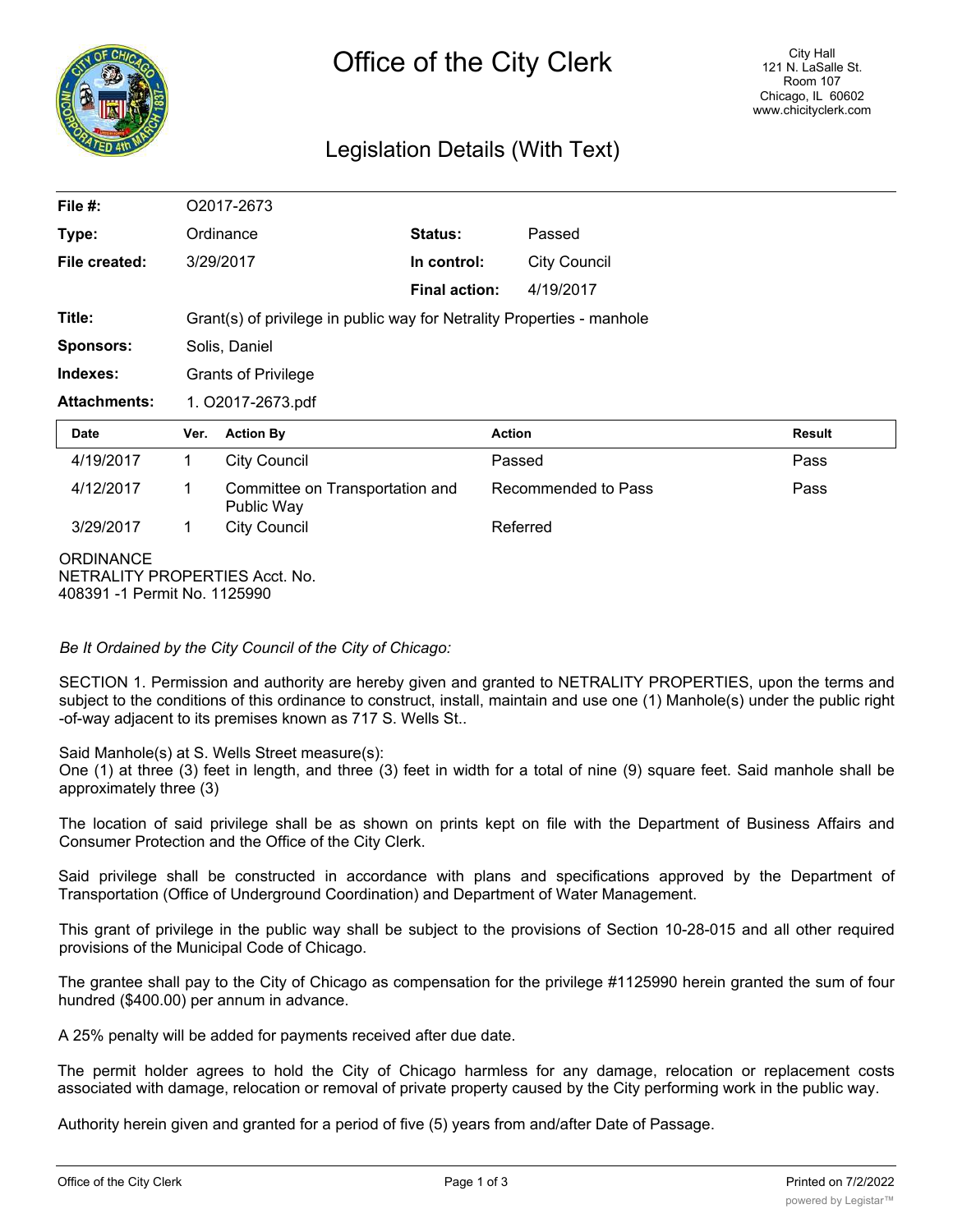# Office of the City Clerk

City Hall
121 N. LaSalle St.
Room 107
Chicago, IL 60602
www.chicityclerk.com

## Legislation Details (With Text)

| | | | |
|---|---|---|---|
| **File #:** | O2017-2673 | | |
| **Type:** | Ordinance | **Status:** | Passed |
| **File created:** | 3/29/2017 | **In control:** | City Council |
| | | **Final action:** | 4/19/2017 |
| **Title:** | Grant(s) of privilege in public way for Netrality Properties - manhole | | |
| **Sponsors:** | Solis, Daniel | | |
| **Indexes:** | Grants of Privilege | | |
| **Attachments:** | 1. O2017-2673.pdf | | |

| Date | Ver. | Action By | Action | Result |
|---|---|---|---|---|
| 4/19/2017 | 1 | City Council | Passed | Pass |
| 4/12/2017 | 1 | Committee on Transportation and Public Way | Recommended to Pass | Pass |
| 3/29/2017 | 1 | City Council | Referred | |

ORDINANCE
NETRALITY PROPERTIES Acct. No.
408391 -1 Permit No. 1125990

*Be It Ordained by the City Council of the City of Chicago:*

SECTION 1. Permission and authority are hereby given and granted to NETRALITY PROPERTIES, upon the terms and subject to the conditions of this ordinance to construct, install, maintain and use one (1) Manhole(s) under the public right -of-way adjacent to its premises known as 717 S. Wells St..

Said Manhole(s) at S. Wells Street measure(s):
One (1) at three (3) feet in length, and three (3) feet in width for a total of nine (9) square feet. Said manhole shall be approximately three (3)

The location of said privilege shall be as shown on prints kept on file with the Department of Business Affairs and Consumer Protection and the Office of the City Clerk.

Said privilege shall be constructed in accordance with plans and specifications approved by the Department of Transportation (Office of Underground Coordination) and Department of Water Management.

This grant of privilege in the public way shall be subject to the provisions of Section 10-28-015 and all other required provisions of the Municipal Code of Chicago.

The grantee shall pay to the City of Chicago as compensation for the privilege #1125990 herein granted the sum of four hundred ($400.00) per annum in advance.

A 25% penalty will be added for payments received after due date.

The permit holder agrees to hold the City of Chicago harmless for any damage, relocation or replacement costs associated with damage, relocation or removal of private property caused by the City performing work in the public way.

Authority herein given and granted for a period of five (5) years from and/after Date of Passage.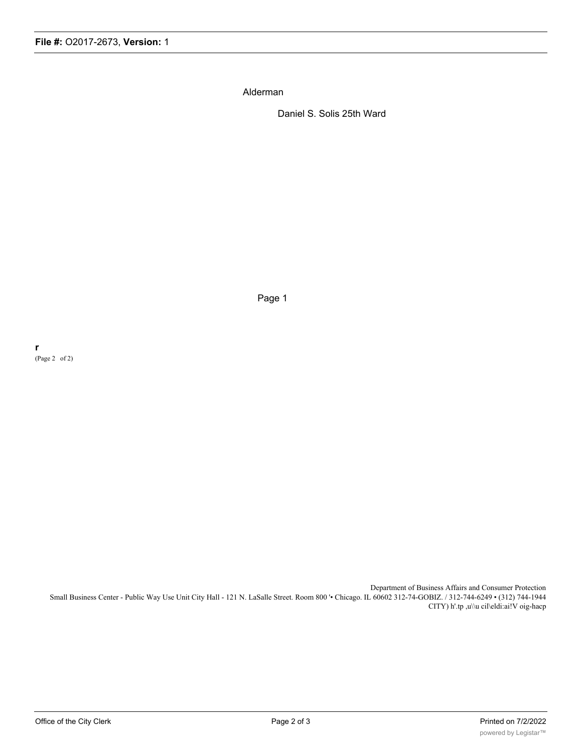Alderman

Daniel S. Solis 25th Ward

Page 1

r

(Page 2 of 2)

Department of Business Affairs and Consumer Protection
Small Business Center - Public Way Use Unit City Hall - 121 N. LaSalle Street. Room 800 '• Chicago. IL 60602 312-74-GOBIZ. / 312-744-6249 • (312) 744-1944
CITY) h'.tp ,u\\u cil\eldi:ai!V oig-hacp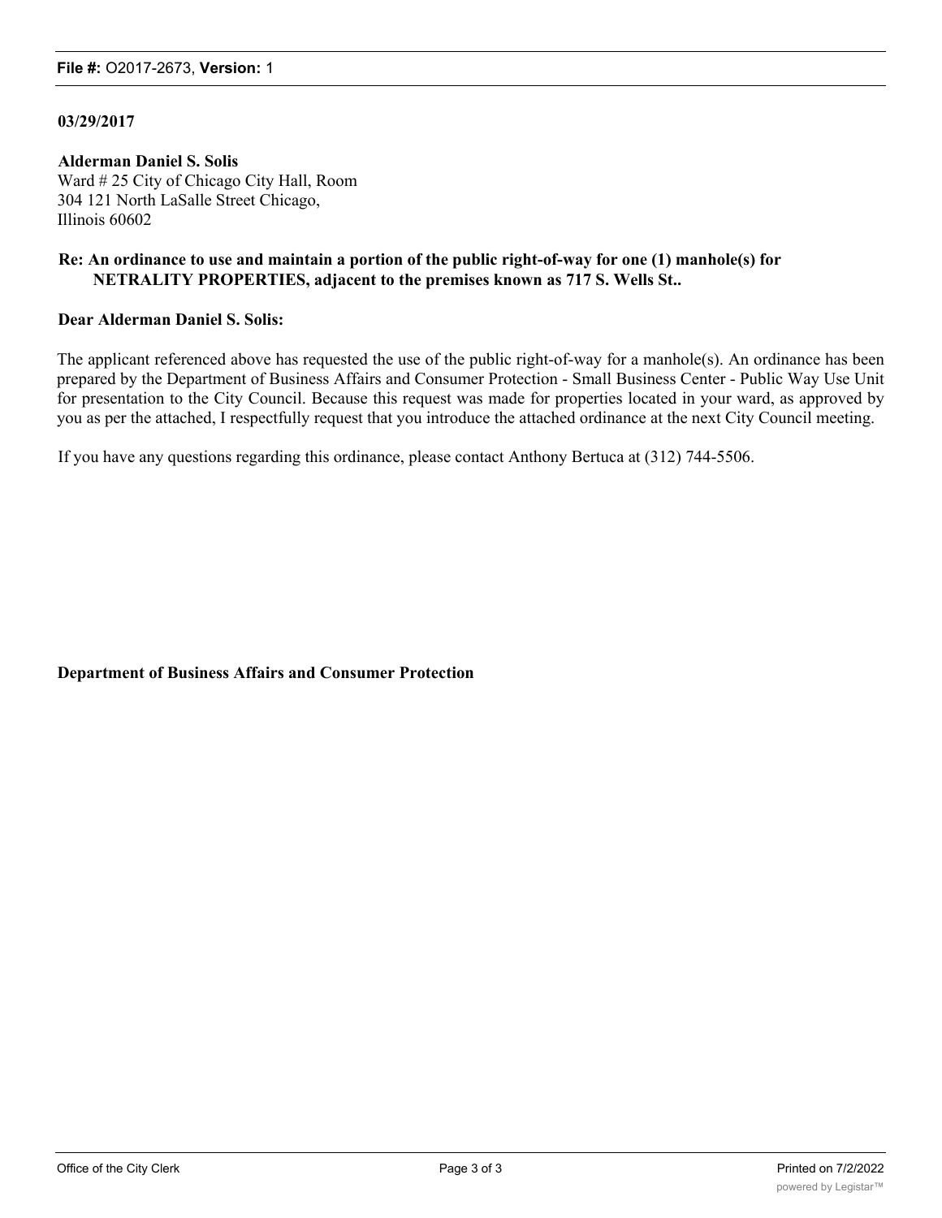**03/29/2017**

**Alderman Daniel S. Solis**
Ward # 25 City of Chicago City Hall, Room
304 121 North LaSalle Street Chicago,
Illinois 60602

**Re: An ordinance to use and maintain a portion of the public right-of-way for one (1) manhole(s) for NETRALITY PROPERTIES, adjacent to the premises known as 717 S. Wells St..**

**Dear Alderman Daniel S. Solis:**

The applicant referenced above has requested the use of the public right-of-way for a manhole(s). An ordinance has been prepared by the Department of Business Affairs and Consumer Protection - Small Business Center - Public Way Use Unit for presentation to the City Council. Because this request was made for properties located in your ward, as approved by you as per the attached, I respectfully request that you introduce the attached ordinance at the next City Council meeting.

If you have any questions regarding this ordinance, please contact Anthony Bertuca at (312) 744-5506.

**Department of Business Affairs and Consumer Protection**